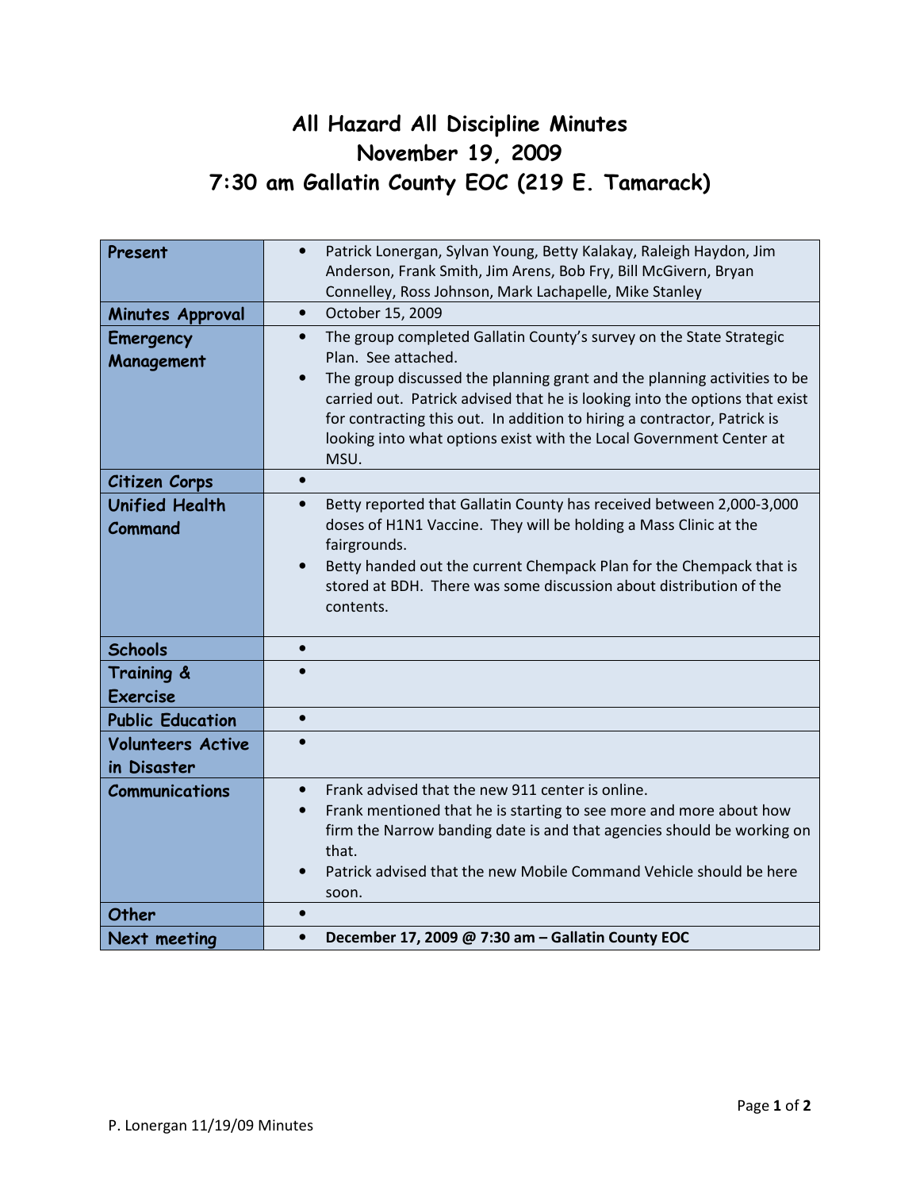# All Hazard All Discipline Minutes
# November 19, 2009
# 7:30 am Gallatin County EOC (219 E. Tamarack)

| | |
|---|---|
| **Present** | • Patrick Lonergan, Sylvan Young, Betty Kalakay, Raleigh Haydon, Jim Anderson, Frank Smith, Jim Arens, Bob Fry, Bill McGivern, Bryan Connelley, Ross Johnson, Mark Lachapelle, Mike Stanley |
| **Minutes Approval** | • October 15, 2009 |
| **Emergency Management** | • The group completed Gallatin County's survey on the State Strategic Plan. See attached.<br>• The group discussed the planning grant and the planning activities to be carried out. Patrick advised that he is looking into the options that exist for contracting this out. In addition to hiring a contractor, Patrick is looking into what options exist with the Local Government Center at MSU. |
| **Citizen Corps** | • |
| **Unified Health Command** | • Betty reported that Gallatin County has received between 2,000-3,000 doses of H1N1 Vaccine. They will be holding a Mass Clinic at the fairgrounds.<br>• Betty handed out the current Chempack Plan for the Chempack that is stored at BDH. There was some discussion about distribution of the contents. |
| **Schools** | • |
| **Training & Exercise** | • |
| **Public Education** | • |
| **Volunteers Active in Disaster** | • |
| **Communications** | • Frank advised that the new 911 center is online.<br>• Frank mentioned that he is starting to see more and more about how firm the Narrow banding date is and that agencies should be working on that.<br>• Patrick advised that the new Mobile Command Vehicle should be here soon. |
| **Other** | • |
| **Next meeting** | • **December 17, 2009 @ 7:30 am – Gallatin County EOC** |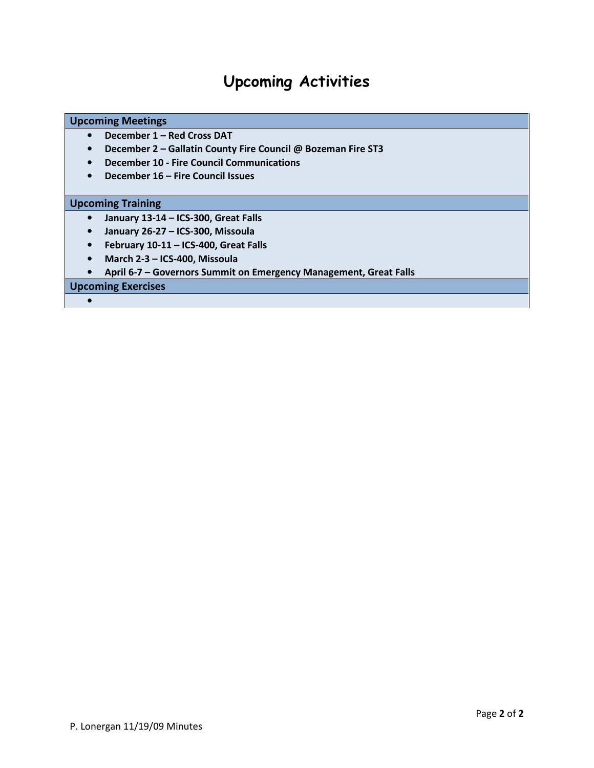# Upcoming Activities

## Upcoming Meetings

- **December 1 – Red Cross DAT**
- **December 2 – Gallatin County Fire Council @ Bozeman Fire ST3**
- **December 10 - Fire Council Communications**
- **December 16 – Fire Council Issues**

## Upcoming Training

- **January 13-14 – ICS-300, Great Falls**
- **January 26-27 – ICS-300, Missoula**
- **February 10-11 – ICS-400, Great Falls**
- **March 2-3 – ICS-400, Missoula**
- **April 6-7 – Governors Summit on Emergency Management, Great Falls**

## Upcoming Exercises

- 

P. Lonergan 11/19/09 Minutes